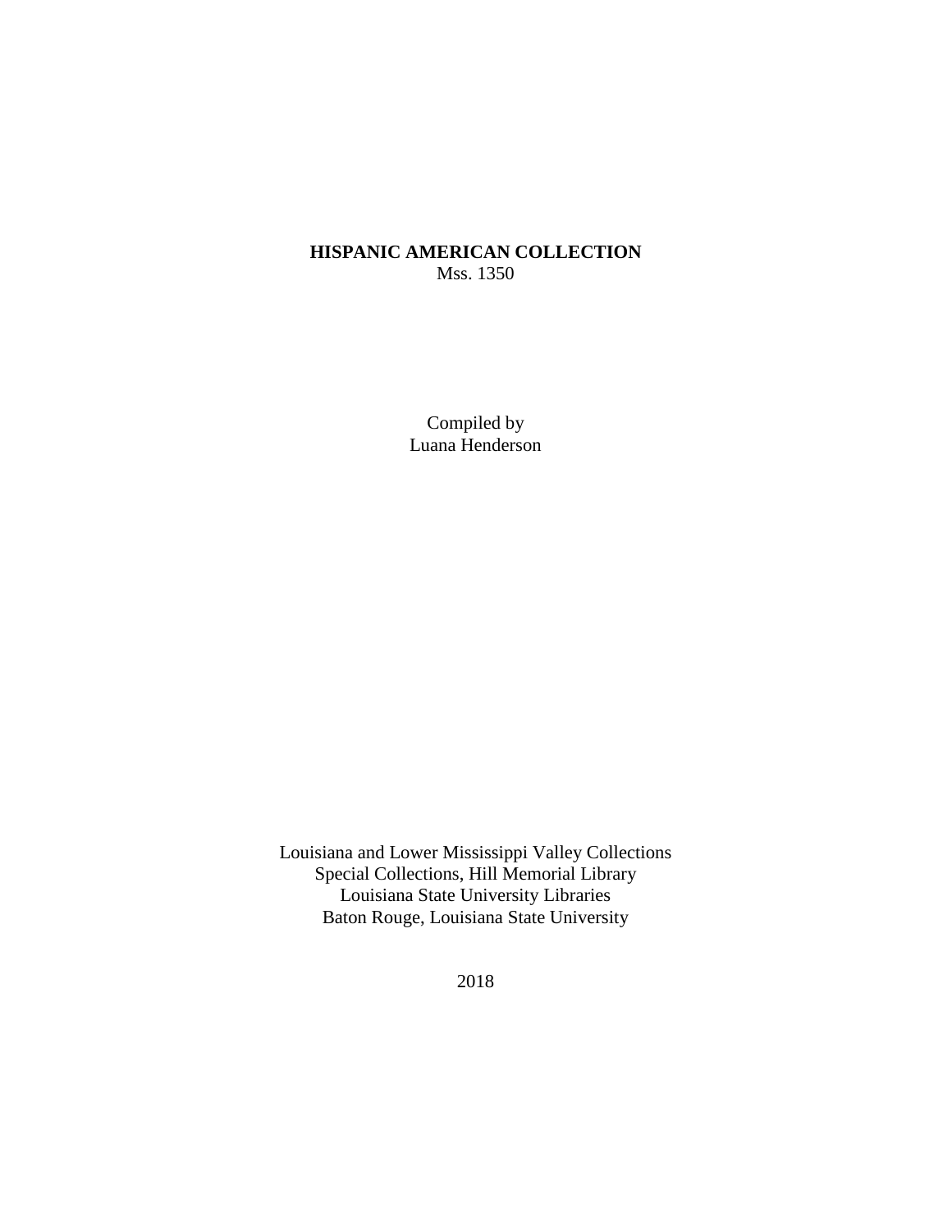# HISPANIC AMERICAN COLLECTION

Mss. 1350

Compiled by
Luana Henderson

Louisiana and Lower Mississippi Valley Collections
Special Collections, Hill Memorial Library
Louisiana State University Libraries
Baton Rouge, Louisiana State University

2018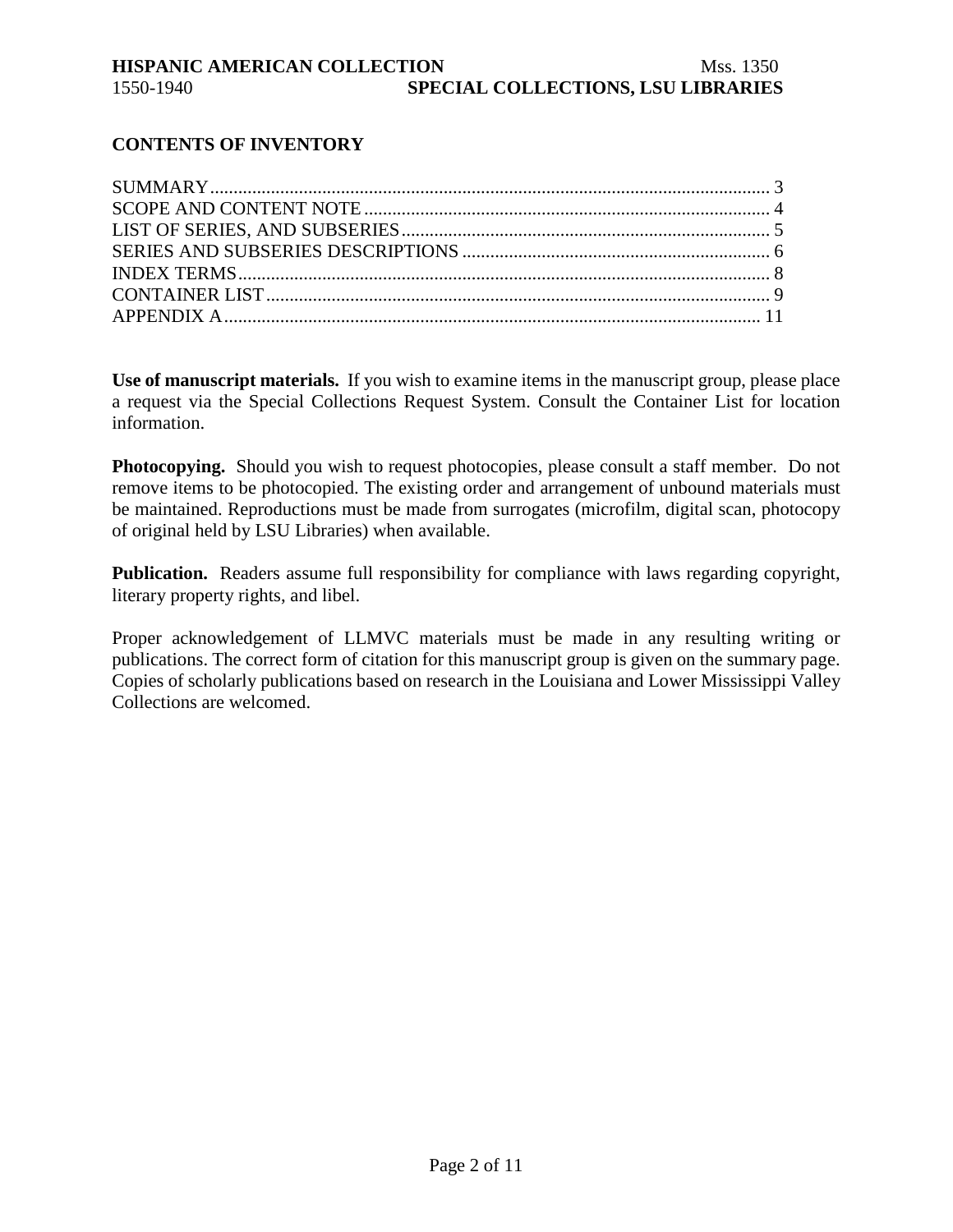## CONTENTS OF INVENTORY

SUMMARY .................................................................................................................... 3
SCOPE AND CONTENT NOTE ..................................................................................... 4
LIST OF SERIES, AND SUBSERIES .............................................................................. 5
SERIES AND SUBSERIES DESCRIPTIONS ................................................................. 6
INDEX TERMS ................................................................................................................ 8
CONTAINER LIST ........................................................................................................... 9
APPENDIX A .................................................................................................................. 11

**Use of manuscript materials.** If you wish to examine items in the manuscript group, please place a request via the Special Collections Request System. Consult the Container List for location information.

**Photocopying.** Should you wish to request photocopies, please consult a staff member. Do not remove items to be photocopied. The existing order and arrangement of unbound materials must be maintained. Reproductions must be made from surrogates (microfilm, digital scan, photocopy of original held by LSU Libraries) when available.

**Publication.** Readers assume full responsibility for compliance with laws regarding copyright, literary property rights, and libel.

Proper acknowledgement of LLMVC materials must be made in any resulting writing or publications. The correct form of citation for this manuscript group is given on the summary page. Copies of scholarly publications based on research in the Louisiana and Lower Mississippi Valley Collections are welcomed.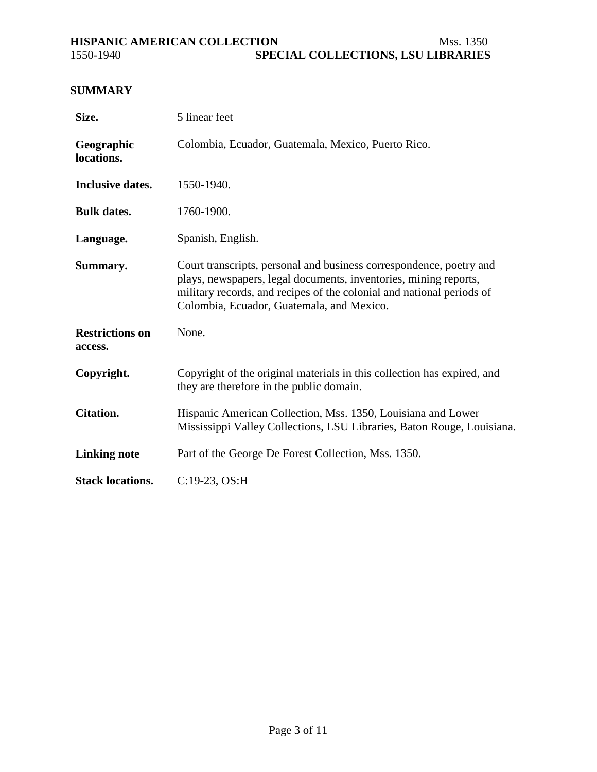## SUMMARY

| | |
|---|---|
| **Size.** | 5 linear feet |
| **Geographic locations.** | Colombia, Ecuador, Guatemala, Mexico, Puerto Rico. |
| **Inclusive dates.** | 1550-1940. |
| **Bulk dates.** | 1760-1900. |
| **Language.** | Spanish, English. |
| **Summary.** | Court transcripts, personal and business correspondence, poetry and plays, newspapers, legal documents, inventories, mining reports, military records, and recipes of the colonial and national periods of Colombia, Ecuador, Guatemala, and Mexico. |
| **Restrictions on access.** | None. |
| **Copyright.** | Copyright of the original materials in this collection has expired, and they are therefore in the public domain. |
| **Citation.** | Hispanic American Collection, Mss. 1350, Louisiana and Lower Mississippi Valley Collections, LSU Libraries, Baton Rouge, Louisiana. |
| **Linking note** | Part of the George De Forest Collection, Mss. 1350. |
| **Stack locations.** | C:19-23, OS:H |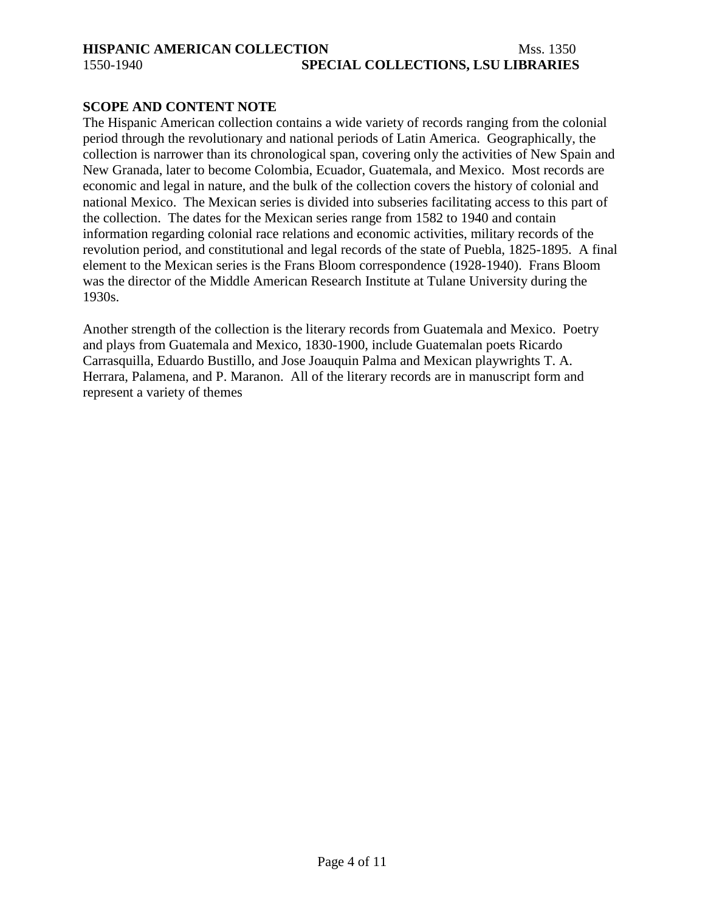## SCOPE AND CONTENT NOTE

The Hispanic American collection contains a wide variety of records ranging from the colonial period through the revolutionary and national periods of Latin America. Geographically, the collection is narrower than its chronological span, covering only the activities of New Spain and New Granada, later to become Colombia, Ecuador, Guatemala, and Mexico. Most records are economic and legal in nature, and the bulk of the collection covers the history of colonial and national Mexico. The Mexican series is divided into subseries facilitating access to this part of the collection. The dates for the Mexican series range from 1582 to 1940 and contain information regarding colonial race relations and economic activities, military records of the revolution period, and constitutional and legal records of the state of Puebla, 1825-1895. A final element to the Mexican series is the Frans Bloom correspondence (1928-1940). Frans Bloom was the director of the Middle American Research Institute at Tulane University during the 1930s.

Another strength of the collection is the literary records from Guatemala and Mexico. Poetry and plays from Guatemala and Mexico, 1830-1900, include Guatemalan poets Ricardo Carrasquilla, Eduardo Bustillo, and Jose Joauquin Palma and Mexican playwrights T. A. Herrara, Palamena, and P. Maranon. All of the literary records are in manuscript form and represent a variety of themes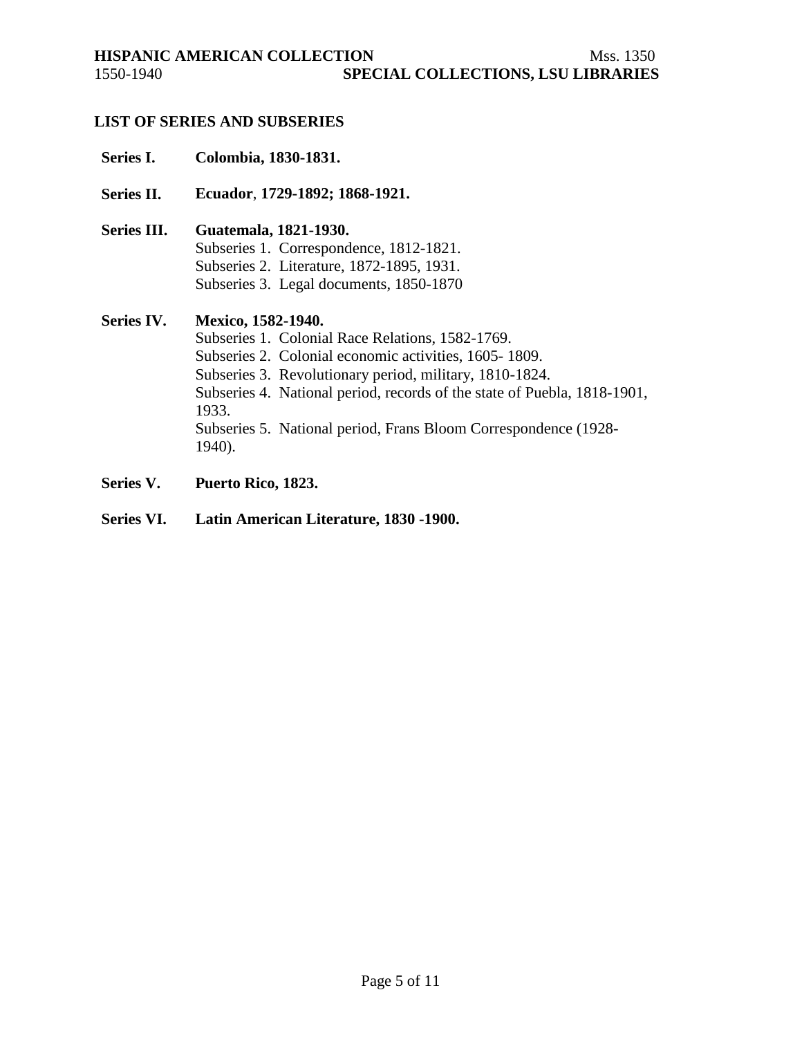## LIST OF SERIES AND SUBSERIES

**Series I.** **Colombia, 1830-1831.**

**Series II.** **Ecuador, 1729-1892; 1868-1921.**

**Series III.** **Guatemala, 1821-1930.**
- Subseries 1. Correspondence, 1812-1821.
- Subseries 2. Literature, 1872-1895, 1931.
- Subseries 3. Legal documents, 1850-1870

**Series IV.** **Mexico, 1582-1940.**
- Subseries 1. Colonial Race Relations, 1582-1769.
- Subseries 2. Colonial economic activities, 1605- 1809.
- Subseries 3. Revolutionary period, military, 1810-1824.
- Subseries 4. National period, records of the state of Puebla, 1818-1901, 1933.
- Subseries 5. National period, Frans Bloom Correspondence (1928-1940).

**Series V.** **Puerto Rico, 1823.**

**Series VI.** **Latin American Literature, 1830 -1900.**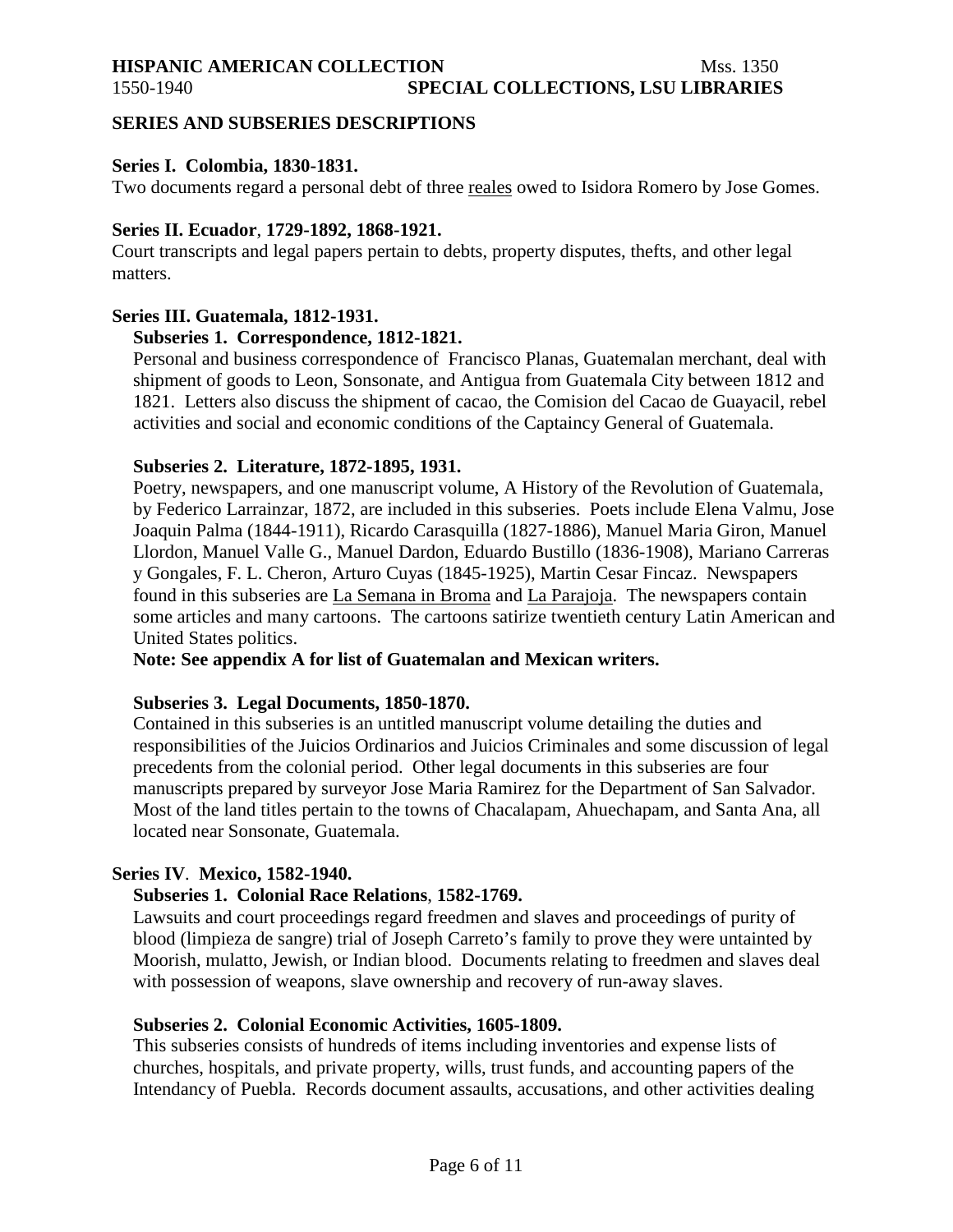## SERIES AND SUBSERIES DESCRIPTIONS

### Series I. Colombia, 1830-1831.

Two documents regard a personal debt of three reales owed to Isidora Romero by Jose Gomes.

### Series II. Ecuador, 1729-1892, 1868-1921.

Court transcripts and legal papers pertain to debts, property disputes, thefts, and other legal matters.

### Series III. Guatemala, 1812-1931.

#### Subseries 1. Correspondence, 1812-1821.

Personal and business correspondence of Francisco Planas, Guatemalan merchant, deal with shipment of goods to Leon, Sonsonate, and Antigua from Guatemala City between 1812 and 1821. Letters also discuss the shipment of cacao, the Comision del Cacao de Guayacil, rebel activities and social and economic conditions of the Captaincy General of Guatemala.

#### Subseries 2. Literature, 1872-1895, 1931.

Poetry, newspapers, and one manuscript volume, A History of the Revolution of Guatemala, by Federico Larrainzar, 1872, are included in this subseries. Poets include Elena Valmu, Jose Joaquin Palma (1844-1911), Ricardo Carasquilla (1827-1886), Manuel Maria Giron, Manuel Llordon, Manuel Valle G., Manuel Dardon, Eduardo Bustillo (1836-1908), Mariano Carreras y Gongales, F. L. Cheron, Arturo Cuyas (1845-1925), Martin Cesar Fincaz. Newspapers found in this subseries are La Semana in Broma and La Parajoja. The newspapers contain some articles and many cartoons. The cartoons satirize twentieth century Latin American and United States politics.

**Note: See appendix A for list of Guatemalan and Mexican writers.**

#### Subseries 3. Legal Documents, 1850-1870.

Contained in this subseries is an untitled manuscript volume detailing the duties and responsibilities of the Juicios Ordinarios and Juicios Criminales and some discussion of legal precedents from the colonial period. Other legal documents in this subseries are four manuscripts prepared by surveyor Jose Maria Ramirez for the Department of San Salvador. Most of the land titles pertain to the towns of Chacalapam, Ahuechapam, and Santa Ana, all located near Sonsonate, Guatemala.

### Series IV. Mexico, 1582-1940.

#### Subseries 1. Colonial Race Relations, 1582-1769.

Lawsuits and court proceedings regard freedmen and slaves and proceedings of purity of blood (limpieza de sangre) trial of Joseph Carreto's family to prove they were untainted by Moorish, mulatto, Jewish, or Indian blood. Documents relating to freedmen and slaves deal with possession of weapons, slave ownership and recovery of run-away slaves.

#### Subseries 2. Colonial Economic Activities, 1605-1809.

This subseries consists of hundreds of items including inventories and expense lists of churches, hospitals, and private property, wills, trust funds, and accounting papers of the Intendancy of Puebla. Records document assaults, accusations, and other activities dealing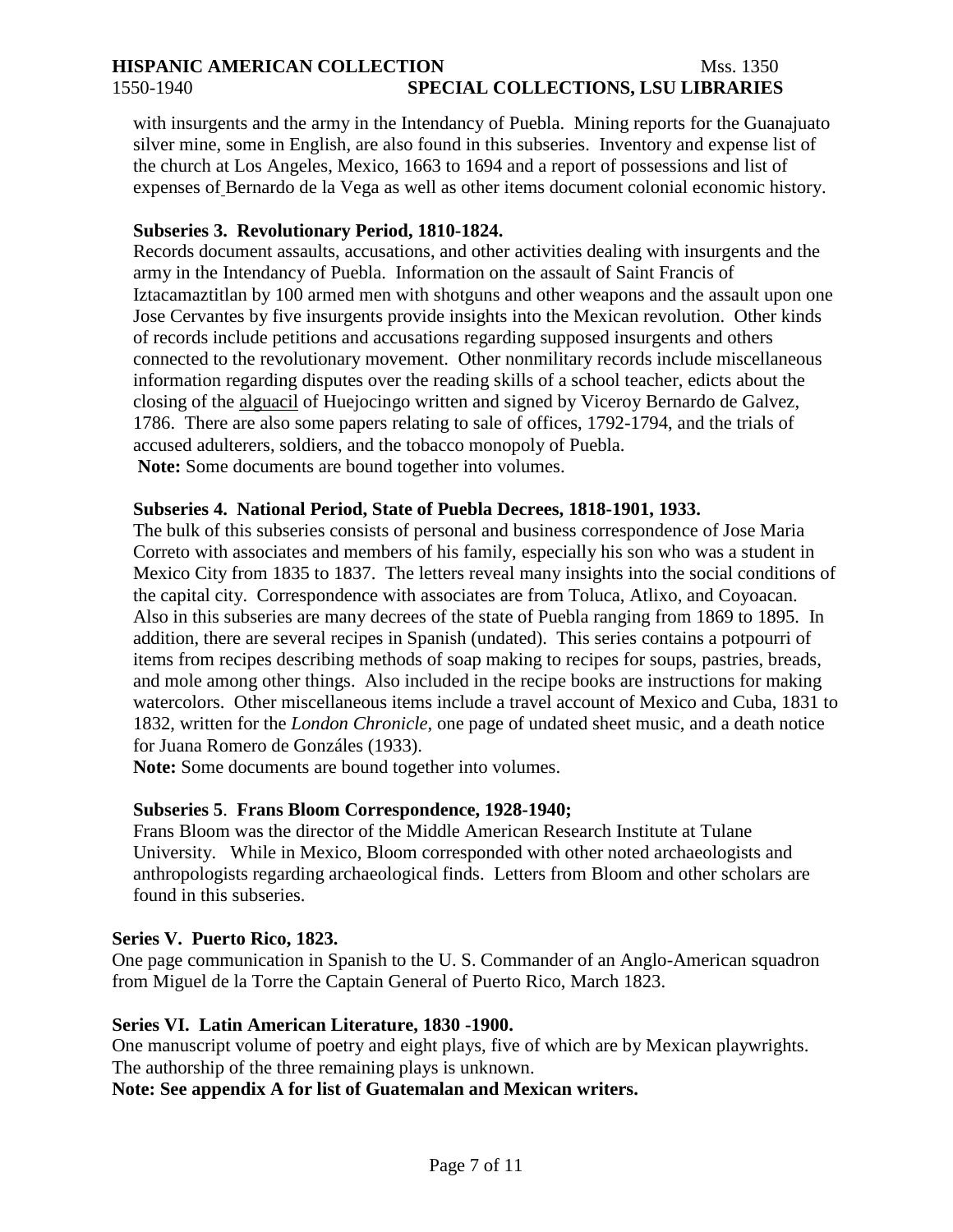with insurgents and the army in the Intendancy of Puebla. Mining reports for the Guanajuato silver mine, some in English, are also found in this subseries. Inventory and expense list of the church at Los Angeles, Mexico, 1663 to 1694 and a report of possessions and list of expenses of Bernardo de la Vega as well as other items document colonial economic history.

**Subseries 3. Revolutionary Period, 1810-1824.**

Records document assaults, accusations, and other activities dealing with insurgents and the army in the Intendancy of Puebla. Information on the assault of Saint Francis of Iztacamaztitlan by 100 armed men with shotguns and other weapons and the assault upon one Jose Cervantes by five insurgents provide insights into the Mexican revolution. Other kinds of records include petitions and accusations regarding supposed insurgents and others connected to the revolutionary movement. Other nonmilitary records include miscellaneous information regarding disputes over the reading skills of a school teacher, edicts about the closing of the alguacil of Huejocingo written and signed by Viceroy Bernardo de Galvez, 1786. There are also some papers relating to sale of offices, 1792-1794, and the trials of accused adulterers, soldiers, and the tobacco monopoly of Puebla.

**Note:** Some documents are bound together into volumes.

**Subseries 4. National Period, State of Puebla Decrees, 1818-1901, 1933.**

The bulk of this subseries consists of personal and business correspondence of Jose Maria Correto with associates and members of his family, especially his son who was a student in Mexico City from 1835 to 1837. The letters reveal many insights into the social conditions of the capital city. Correspondence with associates are from Toluca, Atlixo, and Coyoacan. Also in this subseries are many decrees of the state of Puebla ranging from 1869 to 1895. In addition, there are several recipes in Spanish (undated). This series contains a potpourri of items from recipes describing methods of soap making to recipes for soups, pastries, breads, and mole among other things. Also included in the recipe books are instructions for making watercolors. Other miscellaneous items include a travel account of Mexico and Cuba, 1831 to 1832, written for the *London Chronicle*, one page of undated sheet music, and a death notice for Juana Romero de Gonzáles (1933).

**Note:** Some documents are bound together into volumes.

**Subseries 5. Frans Bloom Correspondence, 1928-1940;**

Frans Bloom was the director of the Middle American Research Institute at Tulane University. While in Mexico, Bloom corresponded with other noted archaeologists and anthropologists regarding archaeological finds. Letters from Bloom and other scholars are found in this subseries.

**Series V. Puerto Rico, 1823.**

One page communication in Spanish to the U. S. Commander of an Anglo-American squadron from Miguel de la Torre the Captain General of Puerto Rico, March 1823.

**Series VI. Latin American Literature, 1830 -1900.**

One manuscript volume of poetry and eight plays, five of which are by Mexican playwrights. The authorship of the three remaining plays is unknown.

**Note: See appendix A for list of Guatemalan and Mexican writers.**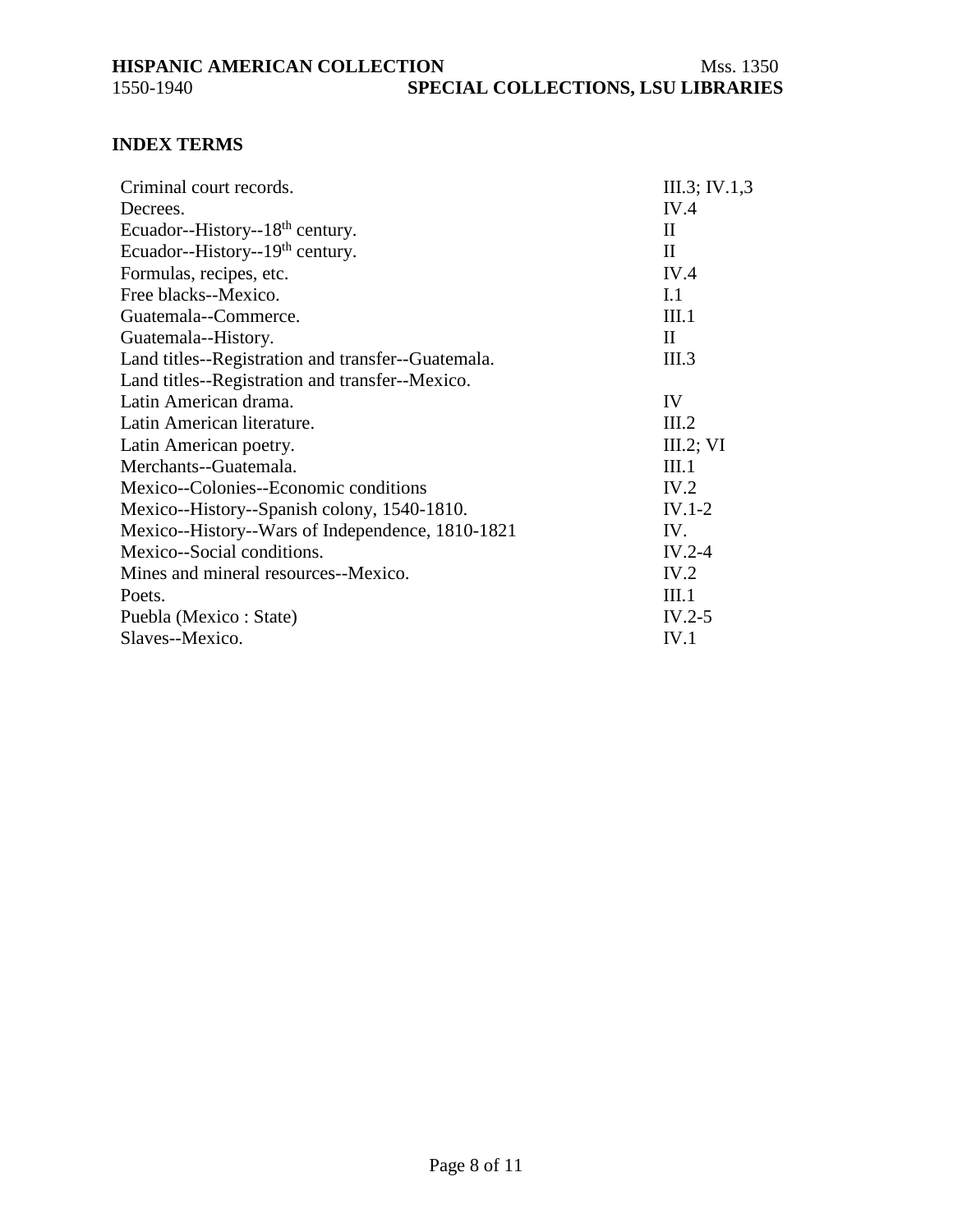## INDEX TERMS

| | |
|---|---|
| Criminal court records. | III.3; IV.1,3 |
| Decrees. | IV.4 |
| Ecuador--History--18th century. | II |
| Ecuador--History--19th century. | II |
| Formulas, recipes, etc. | IV.4 |
| Free blacks--Mexico. | I.1 |
| Guatemala--Commerce. | III.1 |
| Guatemala--History. | II |
| Land titles--Registration and transfer--Guatemala. | III.3 |
| Land titles--Registration and transfer--Mexico. | |
| Latin American drama. | IV |
| Latin American literature. | III.2 |
| Latin American poetry. | III.2; VI |
| Merchants--Guatemala. | III.1 |
| Mexico--Colonies--Economic conditions | IV.2 |
| Mexico--History--Spanish colony, 1540-1810. | IV.1-2 |
| Mexico--History--Wars of Independence, 1810-1821 | IV. |
| Mexico--Social conditions. | IV.2-4 |
| Mines and mineral resources--Mexico. | IV.2 |
| Poets. | III.1 |
| Puebla (Mexico : State) | IV.2-5 |
| Slaves--Mexico. | IV.1 |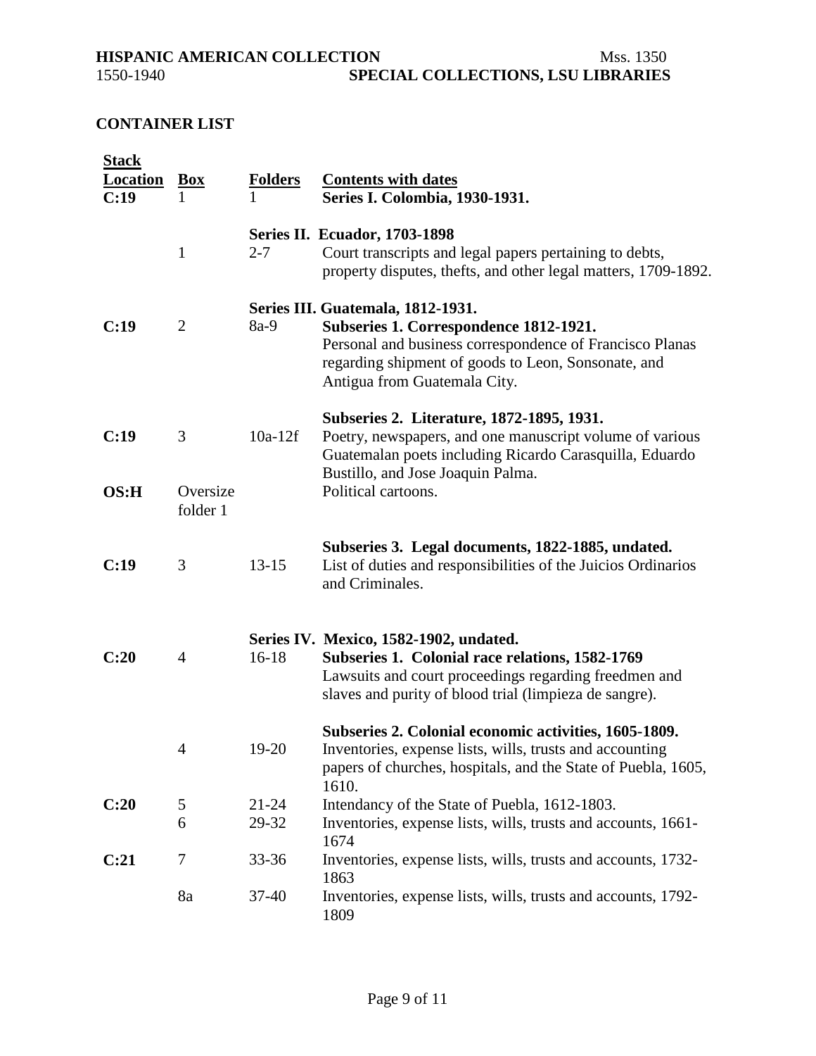## CONTAINER LIST

| Stack Location | Box | Folders | Contents with dates |
|---|---|---|---|
| C:19 | 1 | 1 | **Series I. Colombia, 1930-1931.** |
| | | | **Series II. Ecuador, 1703-1898** |
| | 1 | 2-7 | Court transcripts and legal papers pertaining to debts, property disputes, thefts, and other legal matters, 1709-1892. |
| | | | **Series III. Guatemala, 1812-1931.** |
| C:19 | 2 | 8a-9 | **Subseries 1. Correspondence 1812-1921.** Personal and business correspondence of Francisco Planas regarding shipment of goods to Leon, Sonsonate, and Antigua from Guatemala City. |
| | | | **Subseries 2. Literature, 1872-1895, 1931.** |
| C:19 | 3 | 10a-12f | Poetry, newspapers, and one manuscript volume of various Guatemalan poets including Ricardo Carasquilla, Eduardo Bustillo, and Jose Joaquin Palma. |
| OS:H | Oversize folder 1 | | Political cartoons. |
| | | | **Subseries 3. Legal documents, 1822-1885, undated.** |
| C:19 | 3 | 13-15 | List of duties and responsibilities of the Juicios Ordinarios and Criminales. |
| | | | **Series IV. Mexico, 1582-1902, undated.** |
| C:20 | 4 | 16-18 | **Subseries 1. Colonial race relations, 1582-1769** Lawsuits and court proceedings regarding freedmen and slaves and purity of blood trial (limpieza de sangre). |
| | | | **Subseries 2. Colonial economic activities, 1605-1809.** |
| | 4 | 19-20 | Inventories, expense lists, wills, trusts and accounting papers of churches, hospitals, and the State of Puebla, 1605, 1610. |
| C:20 | 5 | 21-24 | Intendancy of the State of Puebla, 1612-1803. |
| | 6 | 29-32 | Inventories, expense lists, wills, trusts and accounts, 1661-1674 |
| C:21 | 7 | 33-36 | Inventories, expense lists, wills, trusts and accounts, 1732-1863 |
| | 8a | 37-40 | Inventories, expense lists, wills, trusts and accounts, 1792-1809 |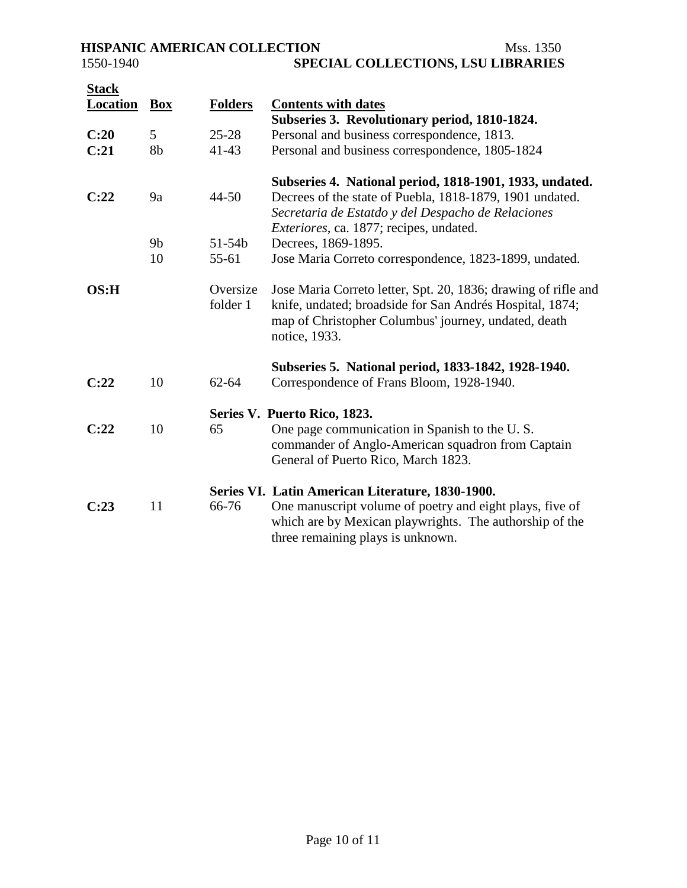| Stack Location | Box | Folders | Contents with dates |
| --- | --- | --- | --- |
| | | | **Subseries 3. Revolutionary period, 1810-1824.** |
| **C:20** | 5 | 25-28 | Personal and business correspondence, 1813. |
| **C:21** | 8b | 41-43 | Personal and business correspondence, 1805-1824 |
| | | | **Subseries 4. National period, 1818-1901, 1933, undated.** |
| **C:22** | 9a | 44-50 | Decrees of the state of Puebla, 1818-1879, 1901 undated. *Secretaria de Estatdo y del Despacho de Relaciones Exteriores*, ca. 1877; recipes, undated. |
| | 9b | 51-54b | Decrees, 1869-1895. |
| | 10 | 55-61 | Jose Maria Correto correspondence, 1823-1899, undated. |
| **OS:H** | | Oversize folder 1 | Jose Maria Correto letter, Spt. 20, 1836; drawing of rifle and knife, undated; broadside for San Andrés Hospital, 1874; map of Christopher Columbus' journey, undated, death notice, 1933. |
| | | | **Subseries 5. National period, 1833-1842, 1928-1940.** |
| **C:22** | 10 | 62-64 | Correspondence of Frans Bloom, 1928-1940. |
| | | | **Series V. Puerto Rico, 1823.** |
| **C:22** | 10 | 65 | One page communication in Spanish to the U. S. commander of Anglo-American squadron from Captain General of Puerto Rico, March 1823. |
| | | | **Series VI. Latin American Literature, 1830-1900.** |
| **C:23** | 11 | 66-76 | One manuscript volume of poetry and eight plays, five of which are by Mexican playwrights. The authorship of the three remaining plays is unknown. |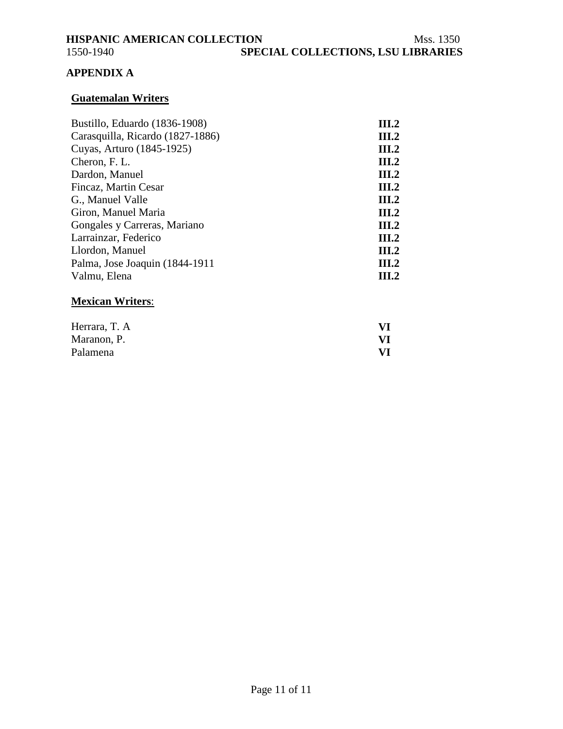## APPENDIX A

### Guatemalan Writers

| | |
|---|---|
| Bustillo, Eduardo (1836-1908) | **III.2** |
| Carasquilla, Ricardo (1827-1886) | **III.2** |
| Cuyas, Arturo (1845-1925) | **III.2** |
| Cheron, F. L. | **III.2** |
| Dardon, Manuel | **III.2** |
| Fincaz, Martin Cesar | **III.2** |
| G., Manuel Valle | **III.2** |
| Giron, Manuel Maria | **III.2** |
| Gongales y Carreras, Mariano | **III.2** |
| Larrainzar, Federico | **III.2** |
| Llordon, Manuel | **III.2** |
| Palma, Jose Joaquin (1844-1911 | **III.2** |
| Valmu, Elena | **III.2** |

### Mexican Writers:

| | |
|---|---|
| Herrara, T. A | **VI** |
| Maranon, P. | **VI** |
| Palamena | **VI** |